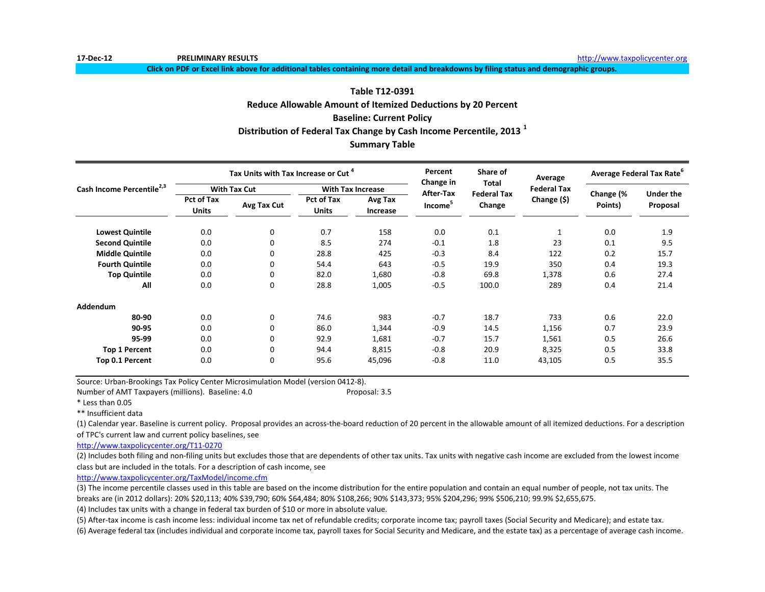17-Dec-12 **PRELIMINARY RESULTS** http://www.taxpolicycenter.org

**Click on PDF or Excel link above for additional tables containing more detail and breakdowns by filing status and demographic groups.**

## Table T12-0391
## Reduce Allowable Amount of Itemized Deductions by 20 Percent
## Baseline: Current Policy
## Distribution of Federal Tax Change by Cash Income Percentile, 2013 [1]
## Summary Table

| Cash Income Percentile[2,3] | Tax Units with Tax Increase or Cut [4] | | | | Percent Change in After-Tax Income[5] | Share of Total Federal Tax Change | Average Federal Tax Change ($) | Average Federal Tax Rate[6] | |
|---|---|---|---|---|---|---|---|---|---|
| | With Tax Cut | | With Tax Increase | | | | | | |
| | Pct of Tax Units | Avg Tax Cut | Pct of Tax Units | Avg Tax Increase | | | | Change (% Points) | Under the Proposal |
| **Lowest Quintile** | 0.0 | 0 | 0.7 | 158 | 0.0 | 0.1 | 1 | 0.0 | 1.9 |
| **Second Quintile** | 0.0 | 0 | 8.5 | 274 | -0.1 | 1.8 | 23 | 0.1 | 9.5 |
| **Middle Quintile** | 0.0 | 0 | 28.8 | 425 | -0.3 | 8.4 | 122 | 0.2 | 15.7 |
| **Fourth Quintile** | 0.0 | 0 | 54.4 | 643 | -0.5 | 19.9 | 350 | 0.4 | 19.3 |
| **Top Quintile** | 0.0 | 0 | 82.0 | 1,680 | -0.8 | 69.8 | 1,378 | 0.6 | 27.4 |
| **All** | 0.0 | 0 | 28.8 | 1,005 | -0.5 | 100.0 | 289 | 0.4 | 21.4 |
| **Addendum** | | | | | | | | | |
| **80-90** | 0.0 | 0 | 74.6 | 983 | -0.7 | 18.7 | 733 | 0.6 | 22.0 |
| **90-95** | 0.0 | 0 | 86.0 | 1,344 | -0.9 | 14.5 | 1,156 | 0.7 | 23.9 |
| **95-99** | 0.0 | 0 | 92.9 | 1,681 | -0.7 | 15.7 | 1,561 | 0.5 | 26.6 |
| **Top 1 Percent** | 0.0 | 0 | 94.4 | 8,815 | -0.8 | 20.9 | 8,325 | 0.5 | 33.8 |
| **Top 0.1 Percent** | 0.0 | 0 | 95.6 | 45,096 | -0.8 | 11.0 | 43,105 | 0.5 | 35.5 |

Source: Urban-Brookings Tax Policy Center Microsimulation Model (version 0412-8).

Number of AMT Taxpayers (millions). Baseline: 4.0 Proposal: 3.5

* Less than 0.05

** Insufficient data

(1) Calendar year. Baseline is current policy. Proposal provides an across-the-board reduction of 20 percent in the allowable amount of all itemized deductions. For a description of TPC's current law and current policy baselines, see
http://www.taxpolicycenter.org/T11-0270

(2) Includes both filing and non-filing units but excludes those that are dependents of other tax units. Tax units with negative cash income are excluded from the lowest income class but are included in the totals. For a description of cash income, see
http://www.taxpolicycenter.org/TaxModel/income.cfm

(3) The income percentile classes used in this table are based on the income distribution for the entire population and contain an equal number of people, not tax units. The breaks are (in 2012 dollars): 20% $20,113; 40% $39,790; 60% $64,484; 80% $108,266; 90% $143,373; 95% $204,296; 99% $506,210; 99.9% $2,655,675.

(4) Includes tax units with a change in federal tax burden of $10 or more in absolute value.

(5) After-tax income is cash income less: individual income tax net of refundable credits; corporate income tax; payroll taxes (Social Security and Medicare); and estate tax.

(6) Average federal tax (includes individual and corporate income tax, payroll taxes for Social Security and Medicare, and the estate tax) as a percentage of average cash income.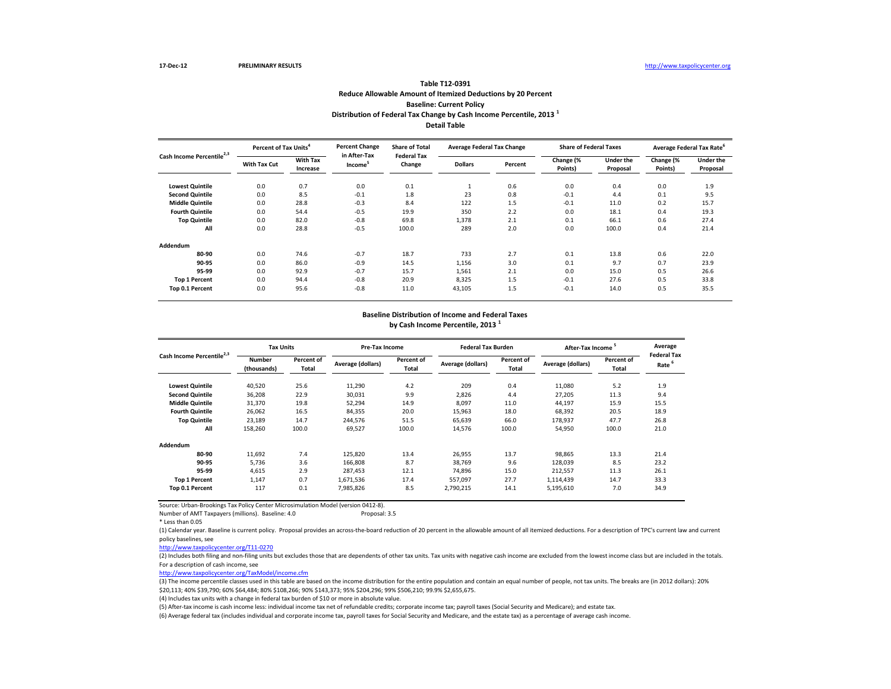17-Dec-12 PRELIMINARY RESULTS http://www.taxpolicycenter.org

**Table T12-0391**
**Reduce Allowable Amount of Itemized Deductions by 20 Percent**
**Baseline: Current Policy**
**Distribution of Federal Tax Change by Cash Income Percentile, 2013 [1]**
**Detail Table**

| Cash Income Percentile[2,3] | Percent of Tax Units[4] | | Percent Change in After-Tax Income[5] | Share of Total Federal Tax Change | Average Federal Tax Change | | Share of Federal Taxes | | Average Federal Tax Rate[6] | |
|---|---|---|---|---|---|---|---|---|---|---|
| | With Tax Cut | With Tax Increase | | | Dollars | Percent | Change (% Points) | Under the Proposal | Change (% Points) | Under the Proposal |
| Lowest Quintile | 0.0 | 0.7 | 0.0 | 0.1 | 1 | 0.6 | 0.0 | 0.4 | 0.0 | 1.9 |
| Second Quintile | 0.0 | 8.5 | -0.1 | 1.8 | 23 | 0.8 | -0.1 | 4.4 | 0.1 | 9.5 |
| Middle Quintile | 0.0 | 28.8 | -0.3 | 8.4 | 122 | 1.5 | -0.1 | 11.0 | 0.2 | 15.7 |
| Fourth Quintile | 0.0 | 54.4 | -0.5 | 19.9 | 350 | 2.2 | 0.0 | 18.1 | 0.4 | 19.3 |
| Top Quintile | 0.0 | 82.0 | -0.8 | 69.8 | 1,378 | 2.1 | 0.1 | 66.1 | 0.6 | 27.4 |
| All | 0.0 | 28.8 | -0.5 | 100.0 | 289 | 2.0 | 0.0 | 100.0 | 0.4 | 21.4 |
| **Addendum** | | | | | | | | | | |
| 80-90 | 0.0 | 74.6 | -0.7 | 18.7 | 733 | 2.7 | 0.1 | 13.8 | 0.6 | 22.0 |
| 90-95 | 0.0 | 86.0 | -0.9 | 14.5 | 1,156 | 3.0 | 0.1 | 9.7 | 0.7 | 23.9 |
| 95-99 | 0.0 | 92.9 | -0.7 | 15.7 | 1,561 | 2.1 | 0.0 | 15.0 | 0.5 | 26.6 |
| Top 1 Percent | 0.0 | 94.4 | -0.8 | 20.9 | 8,325 | 1.5 | -0.1 | 27.6 | 0.5 | 33.8 |
| Top 0.1 Percent | 0.0 | 95.6 | -0.8 | 11.0 | 43,105 | 1.5 | -0.1 | 14.0 | 0.5 | 35.5 |

**Baseline Distribution of Income and Federal Taxes**
**by Cash Income Percentile, 2013 [1]**

| Cash Income Percentile[2,3] | Tax Units | | Pre-Tax Income | | Federal Tax Burden | | After-Tax Income[5] | | Average Federal Tax Rate[6] |
|---|---|---|---|---|---|---|---|---|---|
| | Number (thousands) | Percent of Total | Average (dollars) | Percent of Total | Average (dollars) | Percent of Total | Average (dollars) | Percent of Total | |
| Lowest Quintile | 40,520 | 25.6 | 11,290 | 4.2 | 209 | 0.4 | 11,080 | 5.2 | 1.9 |
| Second Quintile | 36,208 | 22.9 | 30,031 | 9.9 | 2,826 | 4.4 | 27,205 | 11.3 | 9.4 |
| Middle Quintile | 31,370 | 19.8 | 52,294 | 14.9 | 8,097 | 11.0 | 44,197 | 15.9 | 15.5 |
| Fourth Quintile | 26,062 | 16.5 | 84,355 | 20.0 | 15,963 | 18.0 | 68,392 | 20.5 | 18.9 |
| Top Quintile | 23,189 | 14.7 | 244,576 | 51.5 | 65,639 | 66.0 | 178,937 | 47.7 | 26.8 |
| All | 158,260 | 100.0 | 69,527 | 100.0 | 14,576 | 100.0 | 54,950 | 100.0 | 21.0 |
| **Addendum** | | | | | | | | | |
| 80-90 | 11,692 | 7.4 | 125,820 | 13.4 | 26,955 | 13.7 | 98,865 | 13.3 | 21.4 |
| 90-95 | 5,736 | 3.6 | 166,808 | 8.7 | 38,769 | 9.6 | 128,039 | 8.5 | 23.2 |
| 95-99 | 4,615 | 2.9 | 287,453 | 12.1 | 74,896 | 15.0 | 212,557 | 11.3 | 26.1 |
| Top 1 Percent | 1,147 | 0.7 | 1,671,536 | 17.4 | 557,097 | 27.7 | 1,114,439 | 14.7 | 33.3 |
| Top 0.1 Percent | 117 | 0.1 | 7,985,826 | 8.5 | 2,790,215 | 14.1 | 5,195,610 | 7.0 | 34.9 |

Source: Urban-Brookings Tax Policy Center Microsimulation Model (version 0412-8).

Number of AMT Taxpayers (millions). Baseline: 4.0 Proposal: 3.5

\* Less than 0.05

(1) Calendar year. Baseline is current policy. Proposal provides an across-the-board reduction of 20 percent in the allowable amount of all itemized deductions. For a description of TPC's current law and current policy baselines, see

http://www.taxpolicycenter.org/T11-0270

(2) Includes both filing and non-filing units but excludes those that are dependents of other tax units. Tax units with negative cash income are excluded from the lowest income class but are included in the totals. For a description of cash income, see

http://www.taxpolicycenter.org/TaxModel/income.cfm

(3) The income percentile classes used in this table are based on the income distribution for the entire population and contain an equal number of people, not tax units. The breaks are (in 2012 dollars): 20% $20,113; 40% $39,790; 60% $64,484; 80% $108,266; 90% $143,373; 95% $204,296; 99% $506,210; 99.9% $2,655,675.

(4) Includes tax units with a change in federal tax burden of $10 or more in absolute value.

(5) After-tax income is cash income less: individual income tax net of refundable credits; corporate income tax; payroll taxes (Social Security and Medicare); and estate tax.

(6) Average federal tax (includes individual and corporate income tax, payroll taxes for Social Security and Medicare, and the estate tax) as a percentage of average cash income.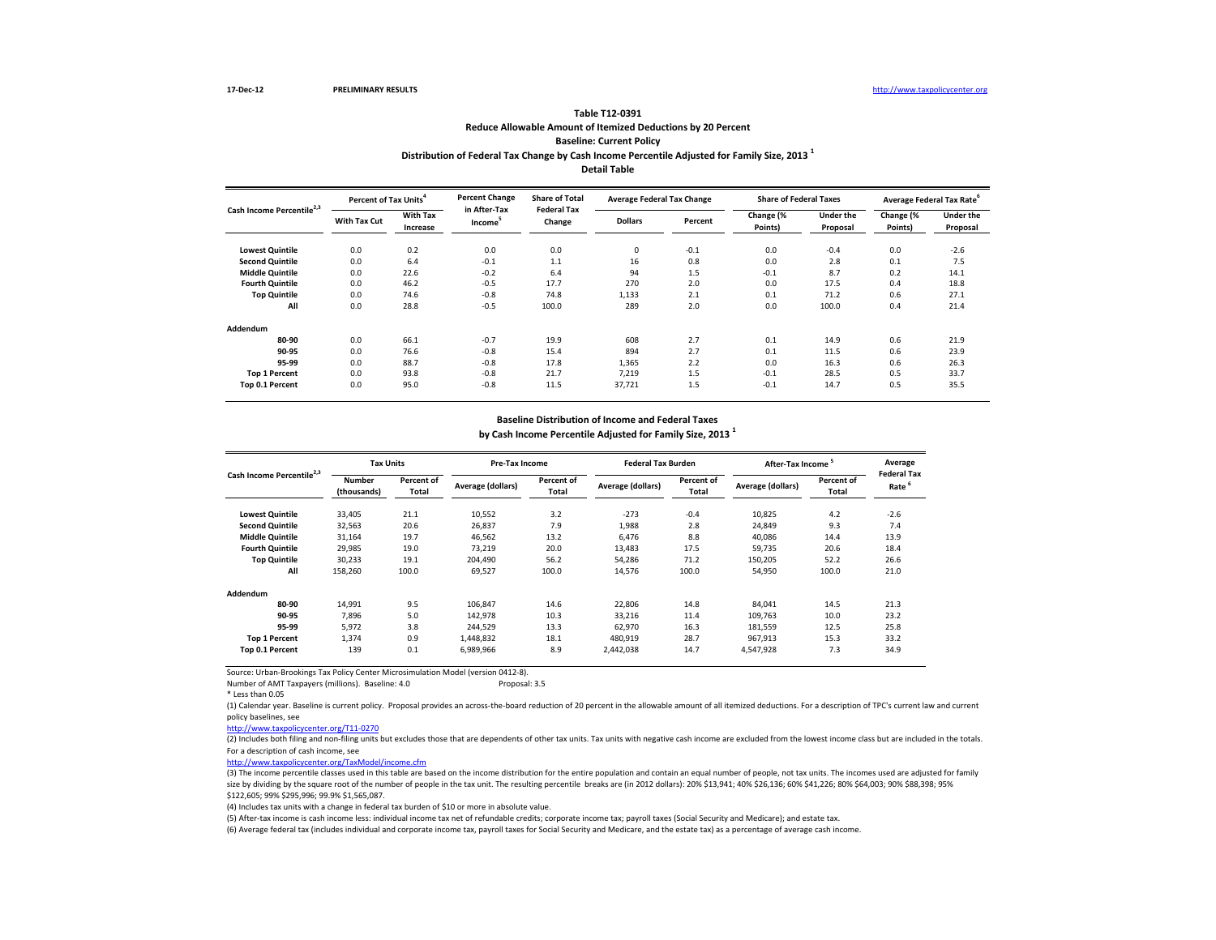17-Dec-12 PRELIMINARY RESULTS http://www.taxpolicycenter.org

**Table T12-0391**
**Reduce Allowable Amount of Itemized Deductions by 20 Percent**
**Baseline: Current Policy**
**Distribution of Federal Tax Change by Cash Income Percentile Adjusted for Family Size, 2013 [1]**
**Detail Table**

| Cash Income Percentile[2,3] | Percent of Tax Units[4] | | Percent Change in After-Tax Income[5] | Share of Total Federal Tax Change | Average Federal Tax Change | | Share of Federal Taxes | | Average Federal Tax Rate[6] | |
|---|---|---|---|---|---|---|---|---|---|---|
| | With Tax Cut | With Tax Increase | | | Dollars | Percent | Change (% Points) | Under the Proposal | Change (% Points) | Under the Proposal |
| **Lowest Quintile** | 0.0 | 0.2 | 0.0 | 0.0 | 0 | -0.1 | 0.0 | -0.4 | 0.0 | -2.6 |
| **Second Quintile** | 0.0 | 6.4 | -0.1 | 1.1 | 16 | 0.8 | 0.0 | 2.8 | 0.1 | 7.5 |
| **Middle Quintile** | 0.0 | 22.6 | -0.2 | 6.4 | 94 | 1.5 | -0.1 | 8.7 | 0.2 | 14.1 |
| **Fourth Quintile** | 0.0 | 46.2 | -0.5 | 17.7 | 270 | 2.0 | 0.0 | 17.5 | 0.4 | 18.8 |
| **Top Quintile** | 0.0 | 74.6 | -0.8 | 74.8 | 1,133 | 2.1 | 0.1 | 71.2 | 0.6 | 27.1 |
| **All** | 0.0 | 28.8 | -0.5 | 100.0 | 289 | 2.0 | 0.0 | 100.0 | 0.4 | 21.4 |
| **Addendum** | | | | | | | | | | |
| **80-90** | 0.0 | 66.1 | -0.7 | 19.9 | 608 | 2.7 | 0.1 | 14.9 | 0.6 | 21.9 |
| **90-95** | 0.0 | 76.6 | -0.8 | 15.4 | 894 | 2.7 | 0.1 | 11.5 | 0.6 | 23.9 |
| **95-99** | 0.0 | 88.7 | -0.8 | 17.8 | 1,365 | 2.2 | 0.1 | 16.3 | 0.6 | 26.3 |
| **Top 1 Percent** | 0.0 | 93.8 | -0.8 | 21.7 | 7,219 | 1.5 | -0.1 | 28.5 | 0.5 | 33.7 |
| **Top 0.1 Percent** | 0.0 | 95.0 | -0.8 | 11.5 | 37,721 | 1.5 | -0.1 | 14.7 | 0.5 | 35.5 |

**Baseline Distribution of Income and Federal Taxes**
**by Cash Income Percentile Adjusted for Family Size, 2013 [1]**

| Cash Income Percentile[2,3] | Tax Units | | Pre-Tax Income | | Federal Tax Burden | | After-Tax Income [5] | | Average Federal Tax Rate [6] |
|---|---|---|---|---|---|---|---|---|---|
| | Number (thousands) | Percent of Total | Average (dollars) | Percent of Total | Average (dollars) | Percent of Total | Average (dollars) | Percent of Total | |
| **Lowest Quintile** | 33,405 | 21.1 | 10,552 | 3.2 | -273 | -0.4 | 10,825 | 4.2 | -2.6 |
| **Second Quintile** | 32,563 | 20.6 | 26,837 | 7.9 | 1,988 | 2.8 | 24,849 | 9.3 | 7.4 |
| **Middle Quintile** | 31,164 | 19.7 | 46,562 | 13.2 | 6,476 | 8.8 | 40,086 | 14.4 | 13.9 |
| **Fourth Quintile** | 29,985 | 19.0 | 73,219 | 20.0 | 13,483 | 17.5 | 59,735 | 20.6 | 18.4 |
| **Top Quintile** | 30,233 | 19.1 | 204,490 | 56.2 | 54,286 | 71.2 | 150,205 | 52.2 | 26.6 |
| **All** | 158,260 | 100.0 | 69,527 | 100.0 | 14,576 | 100.0 | 54,950 | 100.0 | 21.0 |
| **Addendum** | | | | | | | | | |
| **80-90** | 14,991 | 9.5 | 106,847 | 14.6 | 22,806 | 14.8 | 84,041 | 14.5 | 21.3 |
| **90-95** | 7,896 | 5.0 | 142,978 | 10.3 | 33,216 | 11.4 | 109,763 | 10.0 | 23.2 |
| **95-99** | 5,972 | 3.8 | 244,529 | 13.3 | 62,970 | 16.3 | 181,559 | 12.5 | 25.8 |
| **Top 1 Percent** | 1,374 | 0.9 | 1,448,832 | 18.1 | 480,919 | 28.7 | 967,913 | 15.3 | 33.2 |
| **Top 0.1 Percent** | 139 | 0.1 | 6,989,966 | 8.9 | 2,442,038 | 14.7 | 4,547,928 | 7.3 | 34.9 |

Source: Urban-Brookings Tax Policy Center Microsimulation Model (version 0412-8).

Number of AMT Taxpayers (millions). Baseline: 4.0 Proposal: 3.5

* Less than 0.05

(1) Calendar year. Baseline is current policy. Proposal provides an across-the-board reduction of 20 percent in the allowable amount of all itemized deductions. For a description of TPC's current law and current policy baselines, see
http://www.taxpolicycenter.org/T11-0270

(2) Includes both filing and non-filing units but excludes those that are dependents of other tax units. Tax units with negative cash income are excluded from the lowest income class but are included in the totals. For a description of cash income, see
http://www.taxpolicycenter.org/TaxModel/income.cfm

(3) The income percentile classes used in this table are based on the income distribution for the entire population and contain an equal number of people, not tax units. The incomes used are adjusted for family size by dividing by the square root of the number of people in the tax unit. The resulting percentile breaks are (in 2012 dollars): 20% $13,941; 40% $26,136; 60% $41,226; 80% $64,003; 90% $88,398; 95% $122,605; 99% $295,996; 99.9% $1,565,087.

(4) Includes tax units with a change in federal tax burden of $10 or more in absolute value.

(5) After-tax income is cash income less: individual income tax net of refundable credits; corporate income tax; payroll taxes (Social Security and Medicare); and estate tax.

(6) Average federal tax (includes individual and corporate income tax, payroll taxes for Social Security and Medicare, and the estate tax) as a percentage of average cash income.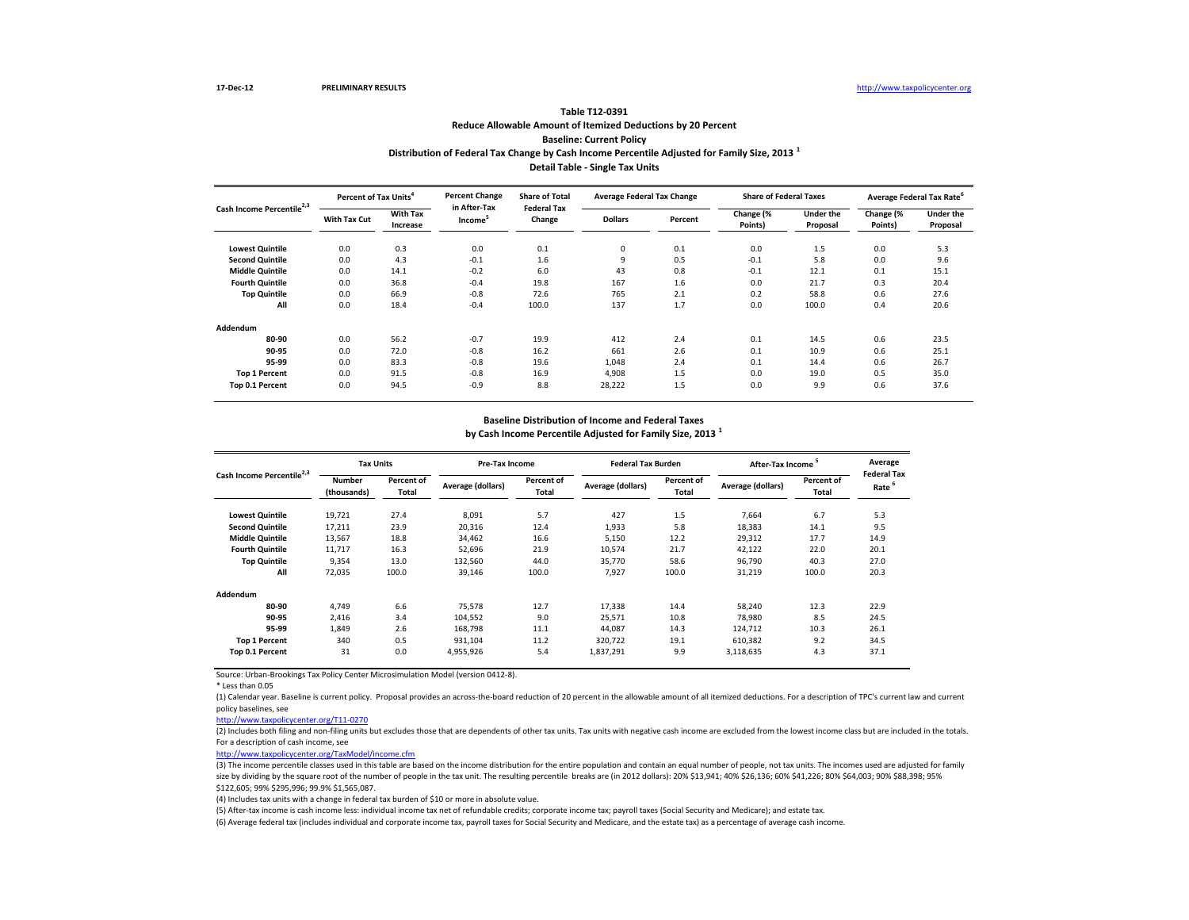17-Dec-12 PRELIMINARY RESULTS http://www.taxpolicycenter.org

## Table T12-0391
### Reduce Allowable Amount of Itemized Deductions by 20 Percent
### Baseline: Current Policy
### Distribution of Federal Tax Change by Cash Income Percentile Adjusted for Family Size, 2013 [1]
### Detail Table - Single Tax Units

| Cash Income Percentile[2,3] | Percent of Tax Units[4] | | Percent Change in After-Tax Income[5] | Share of Total Federal Tax Change | Average Federal Tax Change | | Share of Federal Taxes | | Average Federal Tax Rate[6] | |
|---|---|---|---|---|---|---|---|---|---|---|
| | With Tax Cut | With Tax Increase | | | Dollars | Percent | Change (% Points) | Under the Proposal | Change (% Points) | Under the Proposal |
| Lowest Quintile | 0.0 | 0.3 | 0.0 | 0.1 | 0 | 0.1 | 0.0 | 1.5 | 0.0 | 5.3 |
| Second Quintile | 0.0 | 4.3 | -0.1 | 1.6 | 9 | 0.5 | -0.1 | 5.8 | 0.0 | 9.6 |
| Middle Quintile | 0.0 | 14.1 | -0.2 | 6.0 | 43 | 0.8 | -0.1 | 12.1 | 0.1 | 15.1 |
| Fourth Quintile | 0.0 | 36.8 | -0.4 | 19.8 | 167 | 1.6 | 0.0 | 21.7 | 0.3 | 20.4 |
| Top Quintile | 0.0 | 66.9 | -0.8 | 72.6 | 765 | 2.1 | 0.2 | 58.8 | 0.6 | 27.6 |
| All | 0.0 | 18.4 | -0.4 | 100.0 | 137 | 1.7 | 0.0 | 100.0 | 0.4 | 20.6 |
| **Addendum** | | | | | | | | | | |
| 80-90 | 0.0 | 56.2 | -0.7 | 19.9 | 412 | 2.4 | 0.1 | 14.5 | 0.6 | 23.5 |
| 90-95 | 0.0 | 72.0 | -0.8 | 16.2 | 661 | 2.6 | 0.1 | 10.9 | 0.6 | 25.1 |
| 95-99 | 0.0 | 83.3 | -0.8 | 19.6 | 1,048 | 2.4 | 0.1 | 14.4 | 0.6 | 26.7 |
| Top 1 Percent | 0.0 | 91.5 | -0.8 | 16.9 | 4,908 | 1.5 | 0.0 | 19.0 | 0.5 | 35.0 |
| Top 0.1 Percent | 0.0 | 94.5 | -0.9 | 8.8 | 28,222 | 1.5 | 0.0 | 9.9 | 0.6 | 37.6 |

### Baseline Distribution of Income and Federal Taxes
### by Cash Income Percentile Adjusted for Family Size, 2013 [1]

| Cash Income Percentile[2,3] | Tax Units | | Pre-Tax Income | | Federal Tax Burden | | After-Tax Income[5] | | Average Federal Tax Rate[6] |
|---|---|---|---|---|---|---|---|---|---|
| | Number (thousands) | Percent of Total | Average (dollars) | Percent of Total | Average (dollars) | Percent of Total | Average (dollars) | Percent of Total | |
| Lowest Quintile | 19,721 | 27.4 | 8,091 | 5.7 | 427 | 1.5 | 7,664 | 6.7 | 5.3 |
| Second Quintile | 17,211 | 23.9 | 20,316 | 12.4 | 1,933 | 5.8 | 18,383 | 14.1 | 9.5 |
| Middle Quintile | 13,567 | 18.8 | 34,462 | 16.6 | 5,150 | 12.2 | 29,312 | 17.7 | 14.9 |
| Fourth Quintile | 11,717 | 16.3 | 52,696 | 21.9 | 10,574 | 21.7 | 42,122 | 22.0 | 20.1 |
| Top Quintile | 9,354 | 13.0 | 132,560 | 44.0 | 35,770 | 58.6 | 96,790 | 40.3 | 27.0 |
| All | 72,035 | 100.0 | 39,146 | 100.0 | 7,927 | 100.0 | 31,219 | 100.0 | 20.3 |
| **Addendum** | | | | | | | | | |
| 80-90 | 4,749 | 6.6 | 75,578 | 12.7 | 17,338 | 14.4 | 58,240 | 12.3 | 22.9 |
| 90-95 | 2,416 | 3.4 | 104,552 | 9.0 | 25,571 | 10.8 | 78,980 | 8.5 | 24.5 |
| 95-99 | 1,849 | 2.6 | 168,798 | 11.1 | 44,087 | 14.3 | 124,712 | 10.3 | 26.1 |
| Top 1 Percent | 340 | 0.5 | 931,104 | 11.2 | 320,722 | 19.1 | 610,382 | 9.2 | 34.5 |
| Top 0.1 Percent | 31 | 0.0 | 4,955,926 | 5.4 | 1,837,291 | 9.9 | 3,118,635 | 4.3 | 37.1 |

Source: Urban-Brookings Tax Policy Center Microsimulation Model (version 0412-8).

* Less than 0.05

(1) Calendar year. Baseline is current policy. Proposal provides an across-the-board reduction of 20 percent in the allowable amount of all itemized deductions. For a description of TPC's current law and current policy baselines, see

http://www.taxpolicycenter.org/T11-0270

(2) Includes both filing and non-filing units but excludes those that are dependents of other tax units. Tax units with negative cash income are excluded from the lowest income class but are included in the totals. For a description of cash income, see

http://www.taxpolicycenter.org/TaxModel/income.cfm

(3) The income percentile classes used in this table are based on the income distribution for the entire population and contain an equal number of people, not tax units. The incomes used are adjusted for family size by dividing by the square root of the number of people in the tax unit. The resulting percentile breaks are (in 2012 dollars): 20% $13,941; 40% $26,136; 60% $41,226; 80% $64,003; 90% $88,398; 95% $122,605; 99% $295,996; 99.9% $1,565,087.

(4) Includes tax units with a change in federal tax burden of $10 or more in absolute value.

(5) After-tax income is cash income less: individual income tax net of refundable credits; corporate income tax; payroll taxes (Social Security and Medicare); and estate tax.

(6) Average federal tax (includes individual and corporate income tax, payroll taxes for Social Security and Medicare, and the estate tax) as a percentage of average cash income.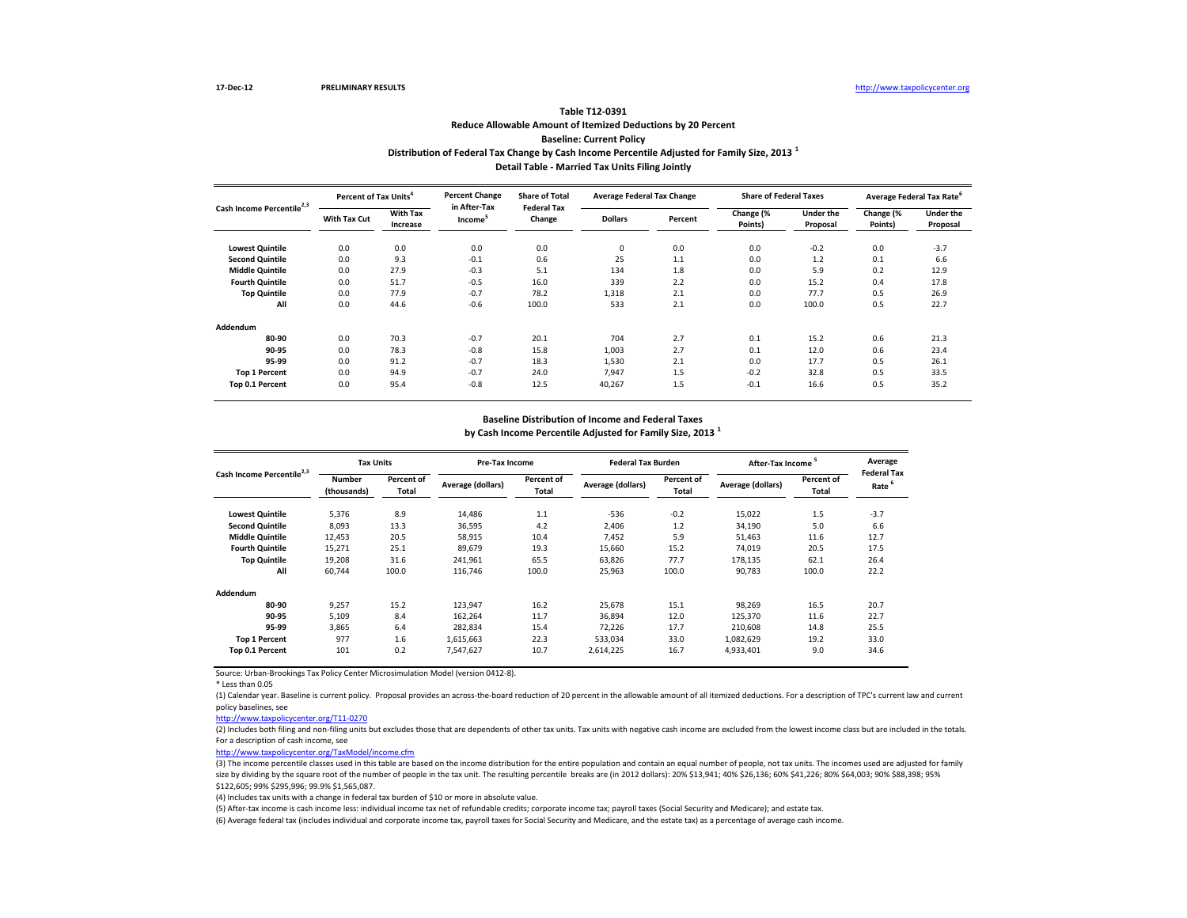17-Dec-12 PRELIMINARY RESULTS http://www.taxpolicycenter.org

# Table T12-0391

## Reduce Allowable Amount of Itemized Deductions by 20 Percent

### Baseline: Current Policy

### Distribution of Federal Tax Change by Cash Income Percentile Adjusted for Family Size, 2013 [1]

### Detail Table - Married Tax Units Filing Jointly

| Cash Income Percentile[2,3] | Percent of Tax Units[4] | | Percent Change in After-Tax Income[5] | Share of Total Federal Tax Change | Average Federal Tax Change | | Share of Federal Taxes | | Average Federal Tax Rate[6] | |
|---|---|---|---|---|---|---|---|---|---|---|
| | With Tax Cut | With Tax Increase | | | Dollars | Percent | Change (% Points) | Under the Proposal | Change (% Points) | Under the Proposal |
| Lowest Quintile | 0.0 | 0.0 | 0.0 | 0.0 | 0 | 0.0 | 0.0 | -0.2 | 0.0 | -3.7 |
| Second Quintile | 0.0 | 9.3 | -0.1 | 0.6 | 25 | 1.1 | 0.0 | 1.2 | 0.1 | 6.6 |
| Middle Quintile | 0.0 | 27.9 | -0.3 | 5.1 | 134 | 1.8 | 0.0 | 5.9 | 0.2 | 12.9 |
| Fourth Quintile | 0.0 | 51.7 | -0.5 | 16.0 | 339 | 2.2 | 0.0 | 15.2 | 0.4 | 17.8 |
| Top Quintile | 0.0 | 77.9 | -0.7 | 78.2 | 1,318 | 2.1 | 0.0 | 77.7 | 0.5 | 26.9 |
| All | 0.0 | 44.6 | -0.6 | 100.0 | 533 | 2.1 | 0.0 | 100.0 | 0.5 | 22.7 |
| **Addendum** | | | | | | | | | | |
| 80-90 | 0.0 | 70.3 | -0.7 | 20.1 | 704 | 2.7 | 0.1 | 15.2 | 0.6 | 21.3 |
| 90-95 | 0.0 | 78.3 | -0.8 | 15.8 | 1,003 | 2.7 | 0.1 | 12.0 | 0.6 | 23.4 |
| 95-99 | 0.0 | 91.2 | -0.7 | 18.3 | 1,530 | 2.1 | 0.0 | 17.7 | 0.5 | 26.1 |
| Top 1 Percent | 0.0 | 94.9 | -0.7 | 24.0 | 7,947 | 1.5 | -0.2 | 32.8 | 0.5 | 33.5 |
| Top 0.1 Percent | 0.0 | 95.4 | -0.8 | 12.5 | 40,267 | 1.5 | -0.1 | 16.6 | 0.5 | 35.2 |

### Baseline Distribution of Income and Federal Taxes by Cash Income Percentile Adjusted for Family Size, 2013 [1]

| Cash Income Percentile[2,3] | Tax Units | | Pre-Tax Income | | Federal Tax Burden | | After-Tax Income[5] | | Average Federal Tax Rate[6] |
|---|---|---|---|---|---|---|---|---|---|
| | Number (thousands) | Percent of Total | Average (dollars) | Percent of Total | Average (dollars) | Percent of Total | Average (dollars) | Percent of Total | |
| Lowest Quintile | 5,376 | 8.9 | 14,486 | 1.1 | -536 | -0.2 | 15,022 | 1.5 | -3.7 |
| Second Quintile | 8,093 | 13.3 | 36,595 | 4.2 | 2,406 | 1.2 | 34,190 | 5.0 | 6.6 |
| Middle Quintile | 12,453 | 20.5 | 58,915 | 10.4 | 7,452 | 5.9 | 51,463 | 11.6 | 12.7 |
| Fourth Quintile | 15,271 | 25.1 | 89,679 | 19.3 | 15,660 | 15.2 | 74,019 | 20.5 | 17.5 |
| Top Quintile | 19,208 | 31.6 | 241,961 | 65.5 | 63,826 | 77.7 | 178,135 | 62.1 | 26.4 |
| All | 60,744 | 100.0 | 116,746 | 100.0 | 25,963 | 100.0 | 90,783 | 100.0 | 22.2 |
| **Addendum** | | | | | | | | | |
| 80-90 | 9,257 | 15.2 | 123,947 | 16.2 | 25,678 | 15.1 | 98,269 | 16.5 | 20.7 |
| 90-95 | 5,109 | 8.4 | 162,264 | 11.7 | 36,894 | 12.0 | 125,370 | 11.6 | 22.7 |
| 95-99 | 3,865 | 6.4 | 282,834 | 15.4 | 72,226 | 17.7 | 210,608 | 14.8 | 25.5 |
| Top 1 Percent | 977 | 1.6 | 1,615,663 | 22.3 | 533,034 | 33.0 | 1,082,629 | 19.2 | 33.0 |
| Top 0.1 Percent | 101 | 0.2 | 7,547,627 | 10.7 | 2,614,225 | 16.7 | 4,933,401 | 9.0 | 34.6 |

Source: Urban-Brookings Tax Policy Center Microsimulation Model (version 0412-8).

* Less than 0.05

(1) Calendar year. Baseline is current policy. Proposal provides an across-the-board reduction of 20 percent in the allowable amount of all itemized deductions. For a description of TPC's current law and current policy baselines, see

http://www.taxpolicycenter.org/T11-0270

(2) Includes both filing and non-filing units but excludes those that are dependents of other tax units. Tax units with negative cash income are excluded from the lowest income class but are included in the totals. For a description of cash income, see

http://www.taxpolicycenter.org/TaxModel/income.cfm

(3) The income percentile classes used in this table are based on the income distribution for the entire population and contain an equal number of people, not tax units. The incomes used are adjusted for family size by dividing by the square root of the number of people in the tax unit. The resulting percentile breaks are (in 2012 dollars): 20% $13,941; 40% $26,136; 60% $41,226; 80% $64,003; 90% $88,398; 95% $122,605; 99% $295,996; 99.9% $1,565,087.

(4) Includes tax units with a change in federal tax burden of $10 or more in absolute value.

(5) After-tax income is cash income less: individual income tax net of refundable credits; corporate income tax; payroll taxes (Social Security and Medicare); and estate tax.

(6) Average federal tax (includes individual and corporate income tax, payroll taxes for Social Security and Medicare, and the estate tax) as a percentage of average cash income.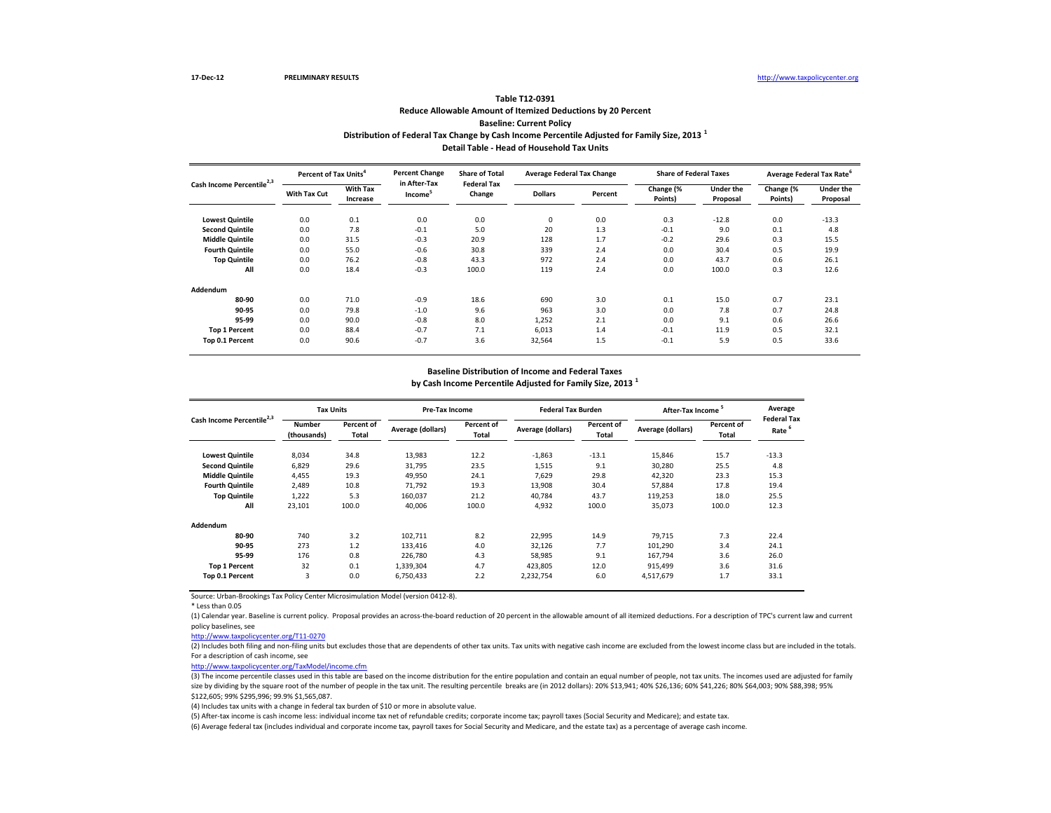17-Dec-12 PRELIMINARY RESULTS http://www.taxpolicycenter.org

## Table T12-0391
## Reduce Allowable Amount of Itemized Deductions by 20 Percent
## Baseline: Current Policy
## Distribution of Federal Tax Change by Cash Income Percentile Adjusted for Family Size, 2013 [1]
## Detail Table - Head of Household Tax Units

| Cash Income Percentile[2,3] | Percent of Tax Units[4] | | Percent Change in After-Tax Income[5] | Share of Total Federal Tax Change | Average Federal Tax Change | | Share of Federal Taxes | | Average Federal Tax Rate[6] | |
|---|---|---|---|---|---|---|---|---|---|---|
| | With Tax Cut | With Tax Increase | | | Dollars | Percent | Change (% Points) | Under the Proposal | Change (% Points) | Under the Proposal |
| Lowest Quintile | 0.0 | 0.1 | 0.0 | 0.0 | 0 | 0.0 | 0.3 | -12.8 | 0.0 | -13.3 |
| Second Quintile | 0.0 | 7.8 | -0.1 | 5.0 | 20 | 1.3 | -0.1 | 9.0 | 0.1 | 4.8 |
| Middle Quintile | 0.0 | 31.5 | -0.3 | 20.9 | 128 | 1.7 | -0.2 | 29.6 | 0.3 | 15.5 |
| Fourth Quintile | 0.0 | 55.0 | -0.6 | 30.8 | 339 | 2.4 | 0.0 | 30.4 | 0.5 | 19.9 |
| Top Quintile | 0.0 | 76.2 | -0.8 | 43.3 | 972 | 2.4 | 0.0 | 43.7 | 0.6 | 26.1 |
| All | 0.0 | 18.4 | -0.3 | 100.0 | 119 | 2.4 | 0.0 | 100.0 | 0.3 | 12.6 |
| **Addendum** | | | | | | | | | | |
| 80-90 | 0.0 | 71.0 | -0.9 | 18.6 | 690 | 3.0 | 0.1 | 15.0 | 0.7 | 23.1 |
| 90-95 | 0.0 | 79.8 | -1.0 | 9.6 | 963 | 3.0 | 0.0 | 7.8 | 0.7 | 24.8 |
| 95-99 | 0.0 | 90.0 | -0.8 | 8.0 | 1,252 | 2.1 | 0.0 | 9.1 | 0.6 | 26.6 |
| Top 1 Percent | 0.0 | 88.4 | -0.7 | 7.1 | 6,013 | 1.4 | -0.1 | 11.9 | 0.5 | 32.1 |
| Top 0.1 Percent | 0.0 | 90.6 | -0.7 | 3.6 | 32,564 | 1.5 | -0.1 | 5.9 | 0.5 | 33.6 |

### Baseline Distribution of Income and Federal Taxes by Cash Income Percentile Adjusted for Family Size, 2013 [1]

| Cash Income Percentile[2,3] | Tax Units | | Pre-Tax Income | | Federal Tax Burden | | After-Tax Income[5] | | Average Federal Tax Rate[6] |
|---|---|---|---|---|---|---|---|---|---|
| | Number (thousands) | Percent of Total | Average (dollars) | Percent of Total | Average (dollars) | Percent of Total | Average (dollars) | Percent of Total | |
| Lowest Quintile | 8,034 | 34.8 | 13,983 | 12.2 | -1,863 | -13.1 | 15,846 | 15.7 | -13.3 |
| Second Quintile | 6,829 | 29.6 | 31,795 | 23.5 | 1,515 | 9.1 | 30,280 | 25.5 | 4.8 |
| Middle Quintile | 4,455 | 19.3 | 49,950 | 24.1 | 7,629 | 29.8 | 42,320 | 23.3 | 15.3 |
| Fourth Quintile | 2,489 | 10.8 | 71,792 | 19.3 | 13,908 | 30.4 | 57,884 | 17.8 | 19.4 |
| Top Quintile | 1,222 | 5.3 | 160,037 | 21.2 | 40,784 | 43.7 | 119,253 | 18.0 | 25.5 |
| All | 23,101 | 100.0 | 40,006 | 100.0 | 4,932 | 100.0 | 35,073 | 100.0 | 12.3 |
| **Addendum** | | | | | | | | | |
| 80-90 | 740 | 3.2 | 102,711 | 8.2 | 22,995 | 14.9 | 79,715 | 7.3 | 22.4 |
| 90-95 | 273 | 1.2 | 133,416 | 4.0 | 32,126 | 7.7 | 101,290 | 3.4 | 24.1 |
| 95-99 | 176 | 0.8 | 226,780 | 4.3 | 58,985 | 9.1 | 167,794 | 3.6 | 26.0 |
| Top 1 Percent | 32 | 0.1 | 1,339,304 | 4.7 | 423,805 | 12.0 | 915,499 | 3.6 | 31.6 |
| Top 0.1 Percent | 3 | 0.0 | 6,750,433 | 2.2 | 2,232,754 | 6.0 | 4,517,679 | 1.7 | 33.1 |

Source: Urban-Brookings Tax Policy Center Microsimulation Model (version 0412-8).

* Less than 0.05

(1) Calendar year. Baseline is current policy. Proposal provides an across-the-board reduction of 20 percent in the allowable amount of all itemized deductions. For a description of TPC's current law and current policy baselines, see
http://www.taxpolicycenter.org/T11-0270

(2) Includes both filing and non-filing units but excludes those that are dependents of other tax units. Tax units with negative cash income are excluded from the lowest income class but are included in the totals. For a description of cash income, see
http://www.taxpolicycenter.org/TaxModel/income.cfm

(3) The income percentile classes used in this table are based on the income distribution for the entire population and contain an equal number of people, not tax units. The incomes used are adjusted for family size by dividing by the square root of the number of people in the tax unit. The resulting percentile breaks are (in 2012 dollars): 20% $13,941; 40% $26,136; 60% $41,226; 80% $64,003; 90% $88,398; 95% $122,605; 99% $295,996; 99.9% $1,565,087.

(4) Includes tax units with a change in federal tax burden of $10 or more in absolute value.

(5) After-tax income is cash income less: individual income tax net of refundable credits; corporate income tax; payroll taxes (Social Security and Medicare); and estate tax.

(6) Average federal tax (includes individual and corporate income tax, payroll taxes for Social Security and Medicare, and the estate tax) as a percentage of average cash income.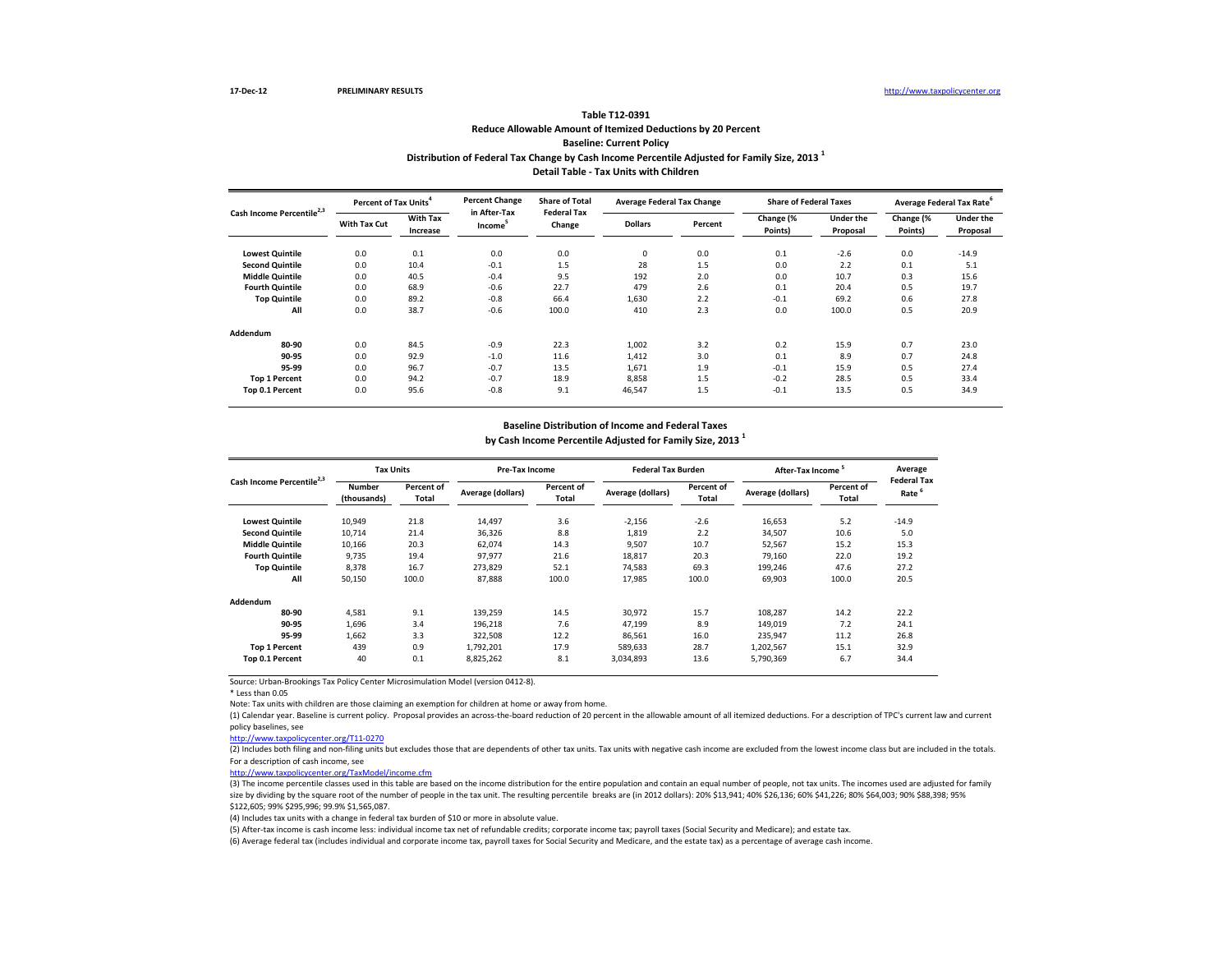17-Dec-12 PRELIMINARY RESULTS http://www.taxpolicycenter.org

### Table T12-0391
### Reduce Allowable Amount of Itemized Deductions by 20 Percent
### Baseline: Current Policy
### Distribution of Federal Tax Change by Cash Income Percentile Adjusted for Family Size, 2013 [1]
### Detail Table - Tax Units with Children

| Cash Income Percentile[2,3] | Percent of Tax Units[4] | | Percent Change in After-Tax Income[5] | Share of Total Federal Tax Change | Average Federal Tax Change | | Share of Federal Taxes | | Average Federal Tax Rate[6] | |
|---|---|---|---|---|---|---|---|---|---|---|
| | With Tax Cut | With Tax Increase | | | Dollars | Percent | Change (% Points) | Under the Proposal | Change (% Points) | Under the Proposal |
| **Lowest Quintile** | 0.0 | 0.1 | 0.0 | 0.0 | 0 | 0.0 | 0.1 | -2.6 | 0.0 | -14.9 |
| **Second Quintile** | 0.0 | 10.4 | -0.1 | 1.5 | 28 | 1.5 | 0.0 | 2.2 | 0.1 | 5.1 |
| **Middle Quintile** | 0.0 | 40.5 | -0.4 | 9.5 | 192 | 2.0 | 0.0 | 10.7 | 0.3 | 15.6 |
| **Fourth Quintile** | 0.0 | 68.9 | -0.6 | 22.7 | 479 | 2.6 | 0.1 | 20.4 | 0.5 | 19.7 |
| **Top Quintile** | 0.0 | 89.2 | -0.8 | 66.4 | 1,630 | 2.2 | -0.1 | 69.2 | 0.6 | 27.8 |
| **All** | 0.0 | 38.7 | -0.6 | 100.0 | 410 | 2.3 | 0.0 | 100.0 | 0.5 | 20.9 |
| **Addendum** | | | | | | | | | | |
| **80-90** | 0.0 | 84.5 | -0.9 | 22.3 | 1,002 | 3.2 | 0.2 | 15.9 | 0.7 | 23.0 |
| **90-95** | 0.0 | 92.9 | -1.0 | 11.6 | 1,412 | 3.0 | 0.1 | 8.9 | 0.7 | 24.8 |
| **95-99** | 0.0 | 96.7 | -0.7 | 13.5 | 1,671 | 1.9 | -0.1 | 15.9 | 0.5 | 27.4 |
| **Top 1 Percent** | 0.0 | 94.2 | -0.7 | 18.9 | 8,858 | 1.5 | -0.2 | 28.5 | 0.5 | 33.4 |
| **Top 0.1 Percent** | 0.0 | 95.6 | -0.8 | 9.1 | 46,547 | 1.5 | -0.1 | 13.5 | 0.5 | 34.9 |

### Baseline Distribution of Income and Federal Taxes
### by Cash Income Percentile Adjusted for Family Size, 2013 [1]

| Cash Income Percentile[2,3] | Tax Units | | Pre-Tax Income | | Federal Tax Burden | | After-Tax Income[5] | | Average Federal Tax Rate[6] |
|---|---|---|---|---|---|---|---|---|---|
| | Number (thousands) | Percent of Total | Average (dollars) | Percent of Total | Average (dollars) | Percent of Total | Average (dollars) | Percent of Total | |
| **Lowest Quintile** | 10,949 | 21.8 | 14,497 | 3.6 | -2,156 | -2.6 | 16,653 | 5.2 | -14.9 |
| **Second Quintile** | 10,714 | 21.4 | 36,326 | 8.8 | 1,819 | 2.2 | 34,507 | 10.6 | 5.0 |
| **Middle Quintile** | 10,166 | 20.3 | 62,074 | 14.3 | 9,507 | 10.7 | 52,567 | 15.2 | 15.3 |
| **Fourth Quintile** | 9,735 | 19.4 | 97,977 | 21.6 | 18,817 | 20.3 | 79,160 | 22.0 | 19.2 |
| **Top Quintile** | 8,378 | 16.7 | 273,829 | 52.1 | 74,583 | 69.3 | 199,246 | 47.6 | 27.2 |
| **All** | 50,150 | 100.0 | 87,888 | 100.0 | 17,985 | 100.0 | 69,903 | 100.0 | 20.5 |
| **Addendum** | | | | | | | | | |
| **80-90** | 4,581 | 9.1 | 139,259 | 14.5 | 30,972 | 15.7 | 108,287 | 14.2 | 22.2 |
| **90-95** | 1,696 | 3.4 | 196,218 | 7.6 | 47,199 | 8.9 | 149,019 | 7.2 | 24.1 |
| **95-99** | 1,662 | 3.3 | 322,508 | 12.2 | 86,561 | 16.0 | 235,947 | 11.2 | 26.8 |
| **Top 1 Percent** | 439 | 0.9 | 1,792,201 | 17.9 | 589,633 | 28.7 | 1,202,567 | 15.1 | 32.9 |
| **Top 0.1 Percent** | 40 | 0.1 | 8,825,262 | 8.1 | 3,034,893 | 13.6 | 5,790,369 | 6.7 | 34.4 |

Source: Urban-Brookings Tax Policy Center Microsimulation Model (version 0412-8).

* Less than 0.05

Note: Tax units with children are those claiming an exemption for children at home or away from home.

(1) Calendar year. Baseline is current policy. Proposal provides an across-the-board reduction of 20 percent in the allowable amount of all itemized deductions. For a description of TPC's current law and current policy baselines, see
http://www.taxpolicycenter.org/T11-0270

(2) Includes both filing and non-filing units but excludes those that are dependents of other tax units. Tax units with negative cash income are excluded from the lowest income class but are included in the totals. For a description of cash income, see
http://www.taxpolicycenter.org/TaxModel/income.cfm

(3) The income percentile classes used in this table are based on the income distribution for the entire population and contain an equal number of people, not tax units. The incomes used are adjusted for family size by dividing by the square root of the number of people in the tax unit. The resulting percentile breaks are (in 2012 dollars): 20% $13,941; 40% $26,136; 60% $41,226; 80% $64,003; 90% $88,398; 95% $122,605; 99% $295,996; 99.9% $1,565,087.

(4) Includes tax units with a change in federal tax burden of $10 or more in absolute value.

(5) After-tax income is cash income less: individual income tax net of refundable credits; corporate income tax; payroll taxes (Social Security and Medicare); and estate tax.

(6) Average federal tax (includes individual and corporate income tax, payroll taxes for Social Security and Medicare, and the estate tax) as a percentage of average cash income.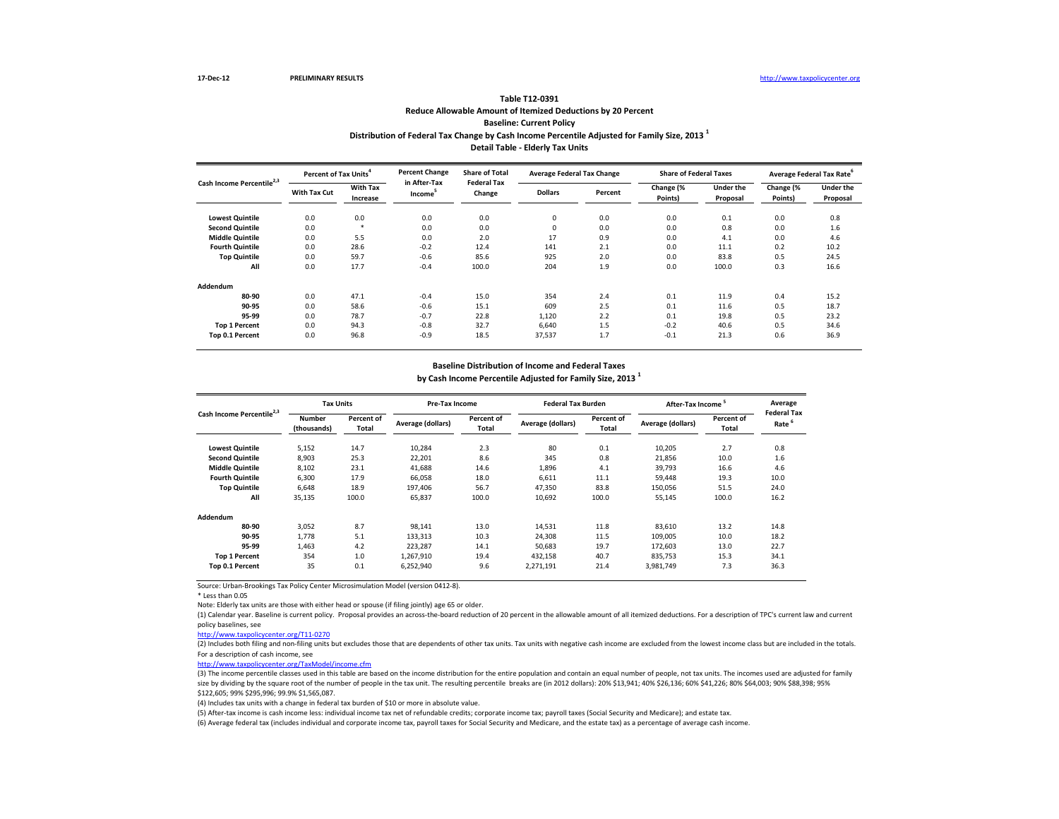17-Dec-12 PRELIMINARY RESULTS http://www.taxpolicycenter.org

# Table T12-0391

## Reduce Allowable Amount of Itemized Deductions by 20 Percent

### Baseline: Current Policy

### Distribution of Federal Tax Change by Cash Income Percentile Adjusted for Family Size, 2013 [1]

### Detail Table - Elderly Tax Units

| Cash Income Percentile[2,3] | Percent of Tax Units[4] | | Percent Change in After-Tax Income[5] | Share of Total Federal Tax Change | Average Federal Tax Change | | Share of Federal Taxes | | Average Federal Tax Rate[6] | |
|---|---|---|---|---|---|---|---|---|---|---|
| | With Tax Cut | With Tax Increase | | | Dollars | Percent | Change (% Points) | Under the Proposal | Change (% Points) | Under the Proposal |
| **Lowest Quintile** | 0.0 | 0.0 | 0.0 | 0.0 | 0 | 0.0 | 0.0 | 0.1 | 0.0 | 0.8 |
| **Second Quintile** | 0.0 | * | 0.0 | 0.0 | 0 | 0.0 | 0.0 | 0.8 | 0.0 | 1.6 |
| **Middle Quintile** | 0.0 | 5.5 | 0.0 | 2.0 | 17 | 0.9 | 0.0 | 4.1 | 0.0 | 4.6 |
| **Fourth Quintile** | 0.0 | 28.6 | -0.2 | 12.4 | 141 | 2.1 | 0.0 | 11.1 | 0.2 | 10.2 |
| **Top Quintile** | 0.0 | 59.7 | -0.6 | 85.6 | 925 | 2.0 | 0.0 | 83.8 | 0.5 | 24.5 |
| **All** | 0.0 | 17.7 | -0.4 | 100.0 | 204 | 1.9 | 0.0 | 100.0 | 0.3 | 16.6 |
| **Addendum** | | | | | | | | | | |
| **80-90** | 0.0 | 47.1 | -0.4 | 15.0 | 354 | 2.4 | 0.1 | 11.9 | 0.4 | 15.2 |
| **90-95** | 0.0 | 58.6 | -0.6 | 15.1 | 609 | 2.5 | 0.1 | 11.6 | 0.5 | 18.7 |
| **95-99** | 0.0 | 78.7 | -0.7 | 22.8 | 1,120 | 2.2 | 0.1 | 19.8 | 0.5 | 23.2 |
| **Top 1 Percent** | 0.0 | 94.3 | -0.8 | 32.7 | 6,640 | 1.5 | -0.2 | 40.6 | 0.5 | 34.6 |
| **Top 0.1 Percent** | 0.0 | 96.8 | -0.9 | 18.5 | 37,537 | 1.7 | -0.1 | 21.3 | 0.6 | 36.9 |

### Baseline Distribution of Income and Federal Taxes by Cash Income Percentile Adjusted for Family Size, 2013 [1]

| Cash Income Percentile[2,3] | Tax Units | | Pre-Tax Income | | Federal Tax Burden | | After-Tax Income[5] | | Average Federal Tax Rate[6] |
|---|---|---|---|---|---|---|---|---|---|
| | Number (thousands) | Percent of Total | Average (dollars) | Percent of Total | Average (dollars) | Percent of Total | Average (dollars) | Percent of Total | |
| **Lowest Quintile** | 5,152 | 14.7 | 10,284 | 2.3 | 80 | 0.1 | 10,205 | 2.7 | 0.8 |
| **Second Quintile** | 8,903 | 25.3 | 22,201 | 8.6 | 345 | 0.8 | 21,856 | 10.0 | 1.6 |
| **Middle Quintile** | 8,102 | 23.1 | 41,688 | 14.6 | 1,896 | 4.1 | 39,793 | 16.6 | 4.6 |
| **Fourth Quintile** | 6,300 | 17.9 | 66,058 | 18.0 | 6,611 | 11.1 | 59,448 | 19.3 | 10.0 |
| **Top Quintile** | 6,648 | 18.9 | 197,406 | 56.7 | 47,350 | 83.8 | 150,056 | 51.5 | 24.0 |
| **All** | 35,135 | 100.0 | 65,837 | 100.0 | 10,692 | 100.0 | 55,145 | 100.0 | 16.2 |
| **Addendum** | | | | | | | | | |
| **80-90** | 3,052 | 8.7 | 98,141 | 13.0 | 14,531 | 11.8 | 83,610 | 13.2 | 14.8 |
| **90-95** | 1,778 | 5.1 | 133,313 | 10.3 | 24,308 | 11.5 | 109,005 | 10.0 | 18.2 |
| **95-99** | 1,463 | 4.2 | 223,287 | 14.1 | 50,683 | 19.7 | 172,603 | 13.0 | 22.7 |
| **Top 1 Percent** | 354 | 1.0 | 1,267,910 | 19.4 | 432,158 | 40.7 | 835,753 | 15.3 | 34.1 |
| **Top 0.1 Percent** | 35 | 0.1 | 6,252,940 | 9.6 | 2,271,191 | 21.4 | 3,981,749 | 7.3 | 36.3 |

Source: Urban-Brookings Tax Policy Center Microsimulation Model (version 0412-8).

* Less than 0.05

Note: Elderly tax units are those with either head or spouse (if filing jointly) age 65 or older.

(1) Calendar year. Baseline is current policy. Proposal provides an across-the-board reduction of 20 percent in the allowable amount of all itemized deductions. For a description of TPC's current law and current policy baselines, see
http://www.taxpolicycenter.org/T11-0270

(2) Includes both filing and non-filing units but excludes those that are dependents of other tax units. Tax units with negative cash income are excluded from the lowest income class but are included in the totals. For a description of cash income, see
http://www.taxpolicycenter.org/TaxModel/income.cfm

(3) The income percentile classes used in this table are based on the income distribution for the entire population and contain an equal number of people, not tax units. The incomes used are adjusted for family size by dividing by the square root of the number of people in the tax unit. The resulting percentile breaks are (in 2012 dollars): 20% $13,941; 40% $26,136; 60% $41,226; 80% $64,003; 90% $88,398; 95% $122,605; 99% $295,996; 99.9% $1,565,087.

(4) Includes tax units with a change in federal tax burden of $10 or more in absolute value.

(5) After-tax income is cash income less: individual income tax net of refundable credits; corporate income tax; payroll taxes (Social Security and Medicare); and estate tax.

(6) Average federal tax (includes individual and corporate income tax, payroll taxes for Social Security and Medicare, and the estate tax) as a percentage of average cash income.